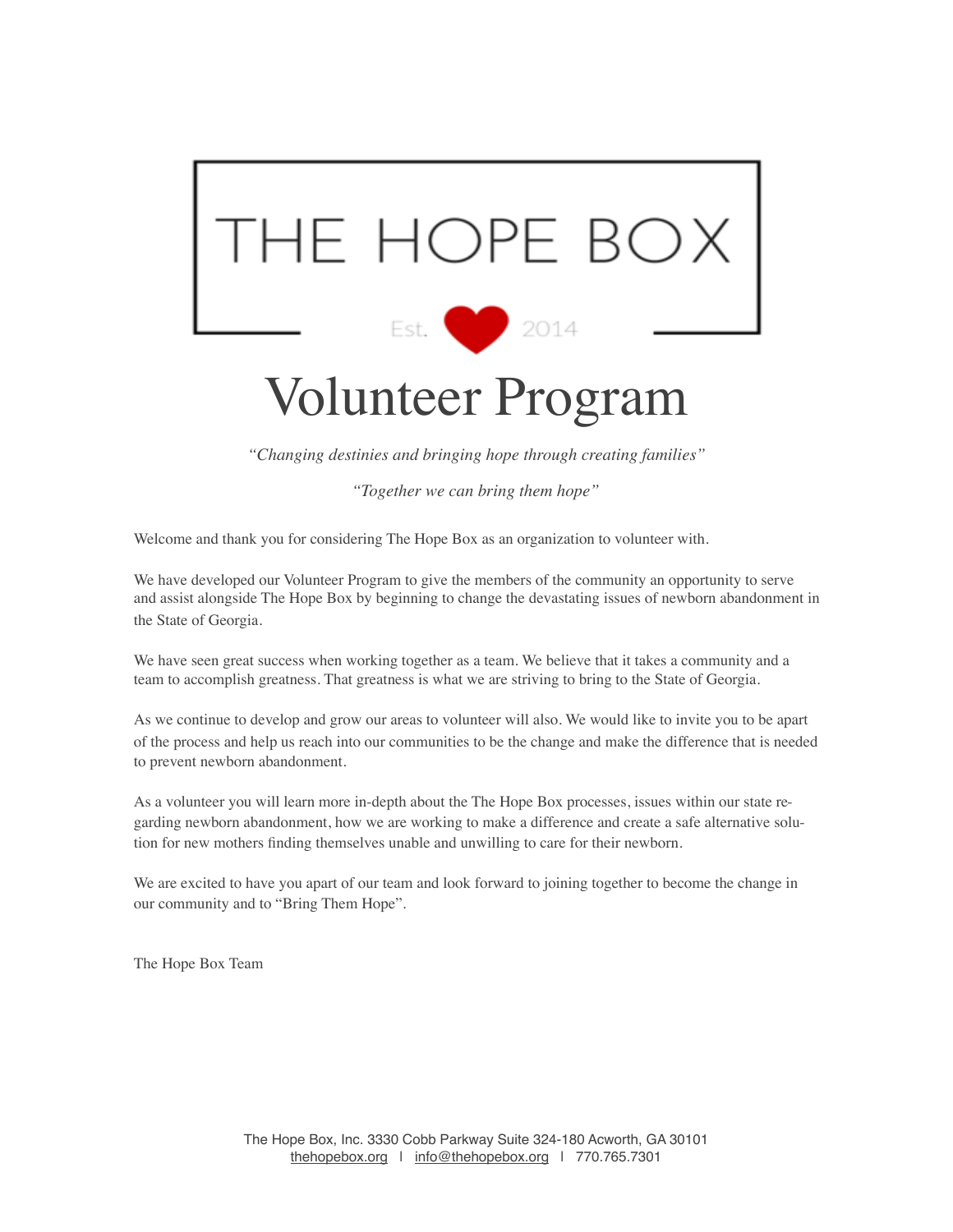# THE HOPE BOX

Est. 2014

# Volunteer Program

*"Changing destinies and bringing hope through creating families"*

*"Together we can bring them hope"*

Welcome and thank you for considering The Hope Box as an organization to volunteer with.

We have developed our Volunteer Program to give the members of the community an opportunity to serve and assist alongside The Hope Box by beginning to change the devastating issues of newborn abandonment in the State of Georgia.

We have seen great success when working together as a team. We believe that it takes a community and a team to accomplish greatness. That greatness is what we are striving to bring to the State of Georgia.

As we continue to develop and grow our areas to volunteer will also. We would like to invite you to be apart of the process and help us reach into our communities to be the change and make the difference that is needed to prevent newborn abandonment.

As a volunteer you will learn more in-depth about the The Hope Box processes, issues within our state regarding newborn abandonment, how we are working to make a difference and create a safe alternative solution for new mothers finding themselves unable and unwilling to care for their newborn.

We are excited to have you apart of our team and look forward to joining together to become the change in our community and to "Bring Them Hope".

The Hope Box Team

The Hope Box, Inc. 3330 Cobb Parkway Suite 324-180 Acworth, GA 30101
thehopebox.org | info@thehopebox.org | 770.765.7301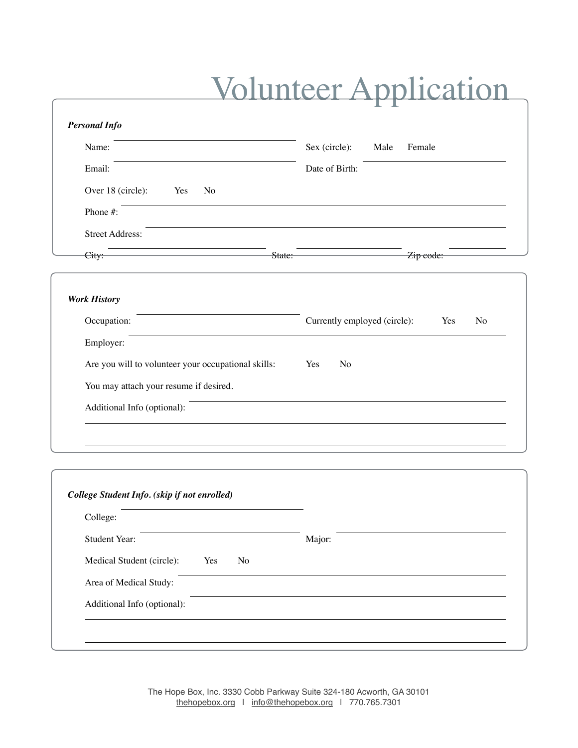# Volunteer Application

***Personal Info***

Name: ______________________________ Sex (circle): Male Female

Email: ______________________________ Date of Birth: ______________________________

Over 18 (circle): Yes No

Phone #: ______________________________

Street Address: ______________________________

City: ______________________________ State: ______________________________ Zip code: ______________________________

***Work History***

Occupation: ______________________________ Currently employed (circle): Yes No

Employer: ______________________________

Are you will to volunteer your occupational skills: Yes No

You may attach your resume if desired.

Additional Info (optional): ______________________________

______________________________

______________________________

***College Student Info. (skip if not enrolled)***

College: ______________________________

Student Year: ______________________________ Major: ______________________________

Medical Student (circle): Yes No

Area of Medical Study: ______________________________

Additional Info (optional): ______________________________

______________________________

______________________________

The Hope Box, Inc. 3330 Cobb Parkway Suite 324-180 Acworth, GA 30101
thehopebox.org | info@thehopebox.org | 770.765.7301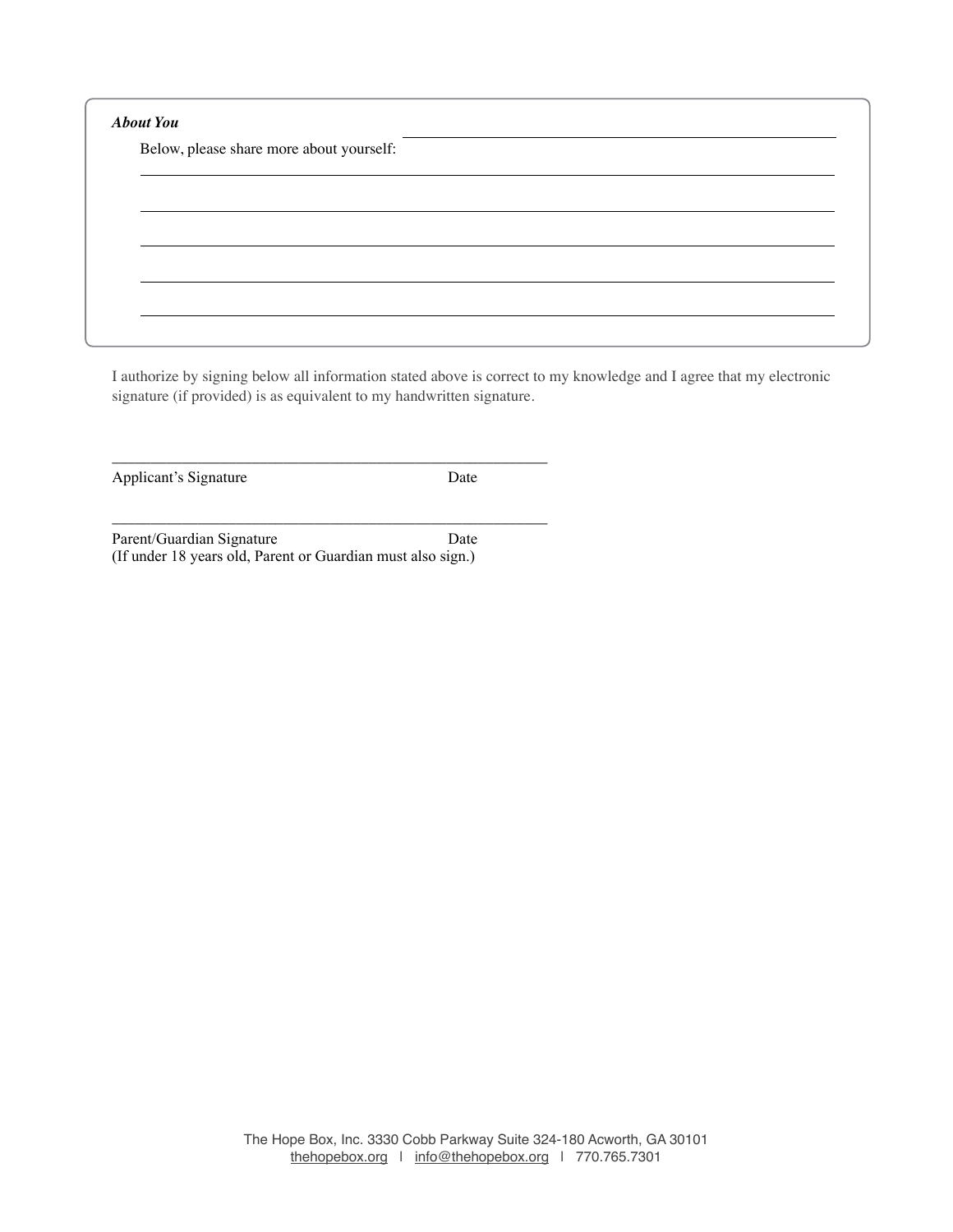***About You***

Below, please share more about yourself: ______________________________

______________________________________________________________________

______________________________________________________________________

______________________________________________________________________

______________________________________________________________________

______________________________________________________________________

I authorize by signing below all information stated above is correct to my knowledge and I agree that my electronic signature (if provided) is as equivalent to my handwritten signature.

______________________________________________________

Applicant's Signature Date

______________________________________________________

Parent/Guardian Signature Date
(If under 18 years old, Parent or Guardian must also sign.)

The Hope Box, Inc. 3330 Cobb Parkway Suite 324-180 Acworth, GA 30101
thehopebox.org | info@thehopebox.org | 770.765.7301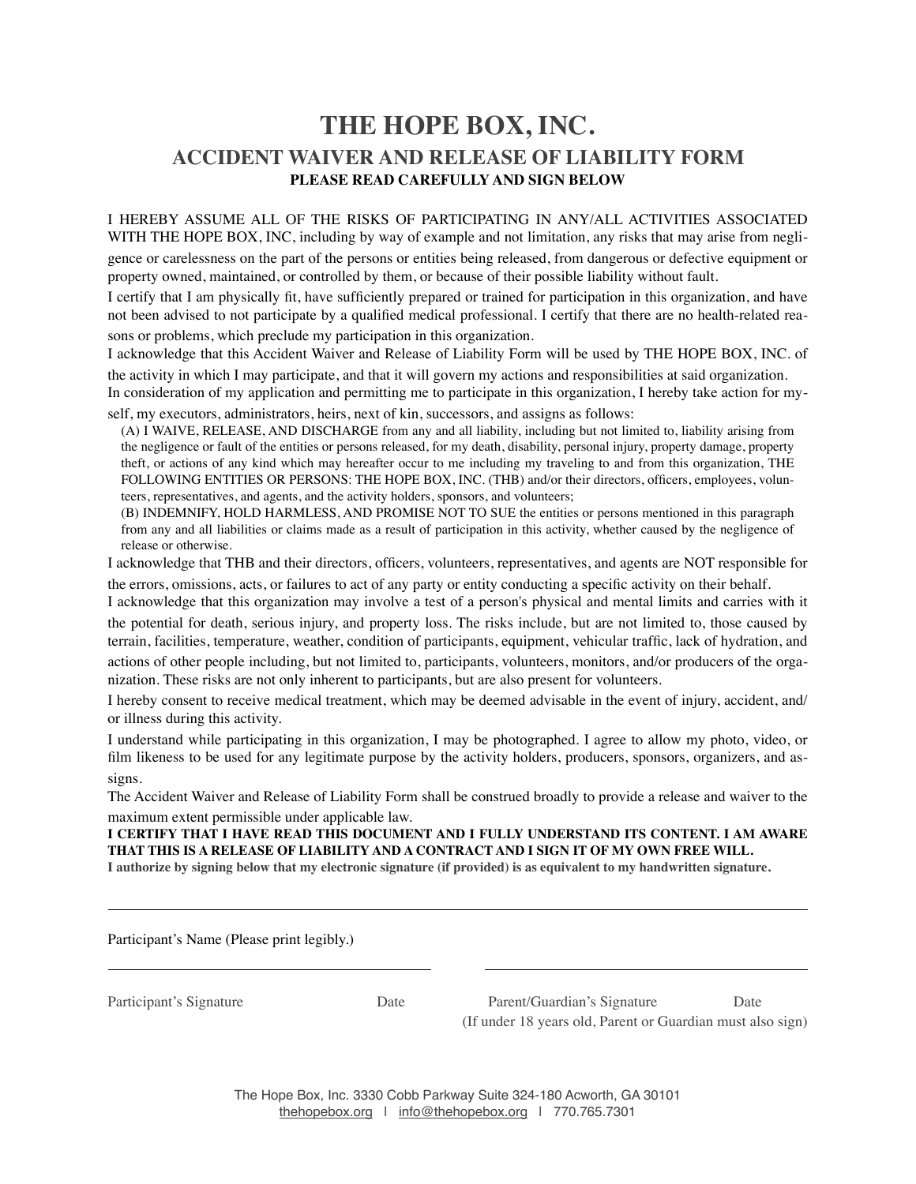# THE HOPE BOX, INC.

## ACCIDENT WAIVER AND RELEASE OF LIABILITY FORM

**PLEASE READ CAREFULLY AND SIGN BELOW**

I HEREBY ASSUME ALL OF THE RISKS OF PARTICIPATING IN ANY/ALL ACTIVITIES ASSOCIATED WITH THE HOPE BOX, INC, including by way of example and not limitation, any risks that may arise from negligence or carelessness on the part of the persons or entities being released, from dangerous or defective equipment or property owned, maintained, or controlled by them, or because of their possible liability without fault.

I certify that I am physically fit, have sufficiently prepared or trained for participation in this organization, and have not been advised to not participate by a qualified medical professional. I certify that there are no health-related reasons or problems, which preclude my participation in this organization.

I acknowledge that this Accident Waiver and Release of Liability Form will be used by THE HOPE BOX, INC. of the activity in which I may participate, and that it will govern my actions and responsibilities at said organization.

In consideration of my application and permitting me to participate in this organization, I hereby take action for myself, my executors, administrators, heirs, next of kin, successors, and assigns as follows:

(A) I WAIVE, RELEASE, AND DISCHARGE from any and all liability, including but not limited to, liability arising from the negligence or fault of the entities or persons released, for my death, disability, personal injury, property damage, property theft, or actions of any kind which may hereafter occur to me including my traveling to and from this organization, THE FOLLOWING ENTITIES OR PERSONS: THE HOPE BOX, INC. (THB) and/or their directors, officers, employees, volunteers, representatives, and agents, and the activity holders, sponsors, and volunteers;

(B) INDEMNIFY, HOLD HARMLESS, AND PROMISE NOT TO SUE the entities or persons mentioned in this paragraph from any and all liabilities or claims made as a result of participation in this activity, whether caused by the negligence of release or otherwise.

I acknowledge that THB and their directors, officers, volunteers, representatives, and agents are NOT responsible for the errors, omissions, acts, or failures to act of any party or entity conducting a specific activity on their behalf.

I acknowledge that this organization may involve a test of a person's physical and mental limits and carries with it the potential for death, serious injury, and property loss. The risks include, but are not limited to, those caused by terrain, facilities, temperature, weather, condition of participants, equipment, vehicular traffic, lack of hydration, and actions of other people including, but not limited to, participants, volunteers, monitors, and/or producers of the organization. These risks are not only inherent to participants, but are also present for volunteers.

I hereby consent to receive medical treatment, which may be deemed advisable in the event of injury, accident, and/or illness during this activity.

I understand while participating in this organization, I may be photographed. I agree to allow my photo, video, or film likeness to be used for any legitimate purpose by the activity holders, producers, sponsors, organizers, and assigns.

The Accident Waiver and Release of Liability Form shall be construed broadly to provide a release and waiver to the maximum extent permissible under applicable law.

**I CERTIFY THAT I HAVE READ THIS DOCUMENT AND I FULLY UNDERSTAND ITS CONTENT. I AM AWARE THAT THIS IS A RELEASE OF LIABILITY AND A CONTRACT AND I SIGN IT OF MY OWN FREE WILL.**

**I authorize by signing below that my electronic signature (if provided) is as equivalent to my handwritten signature.**

_______________________________________________

Participant's Name (Please print legibly.)

_______________________________ _______________________________

Participant's Signature Date Parent/Guardian's Signature Date

(If under 18 years old, Parent or Guardian must also sign)

The Hope Box, Inc. 3330 Cobb Parkway Suite 324-180 Acworth, GA 30101

thehopebox.org | info@thehopebox.org | 770.765.7301